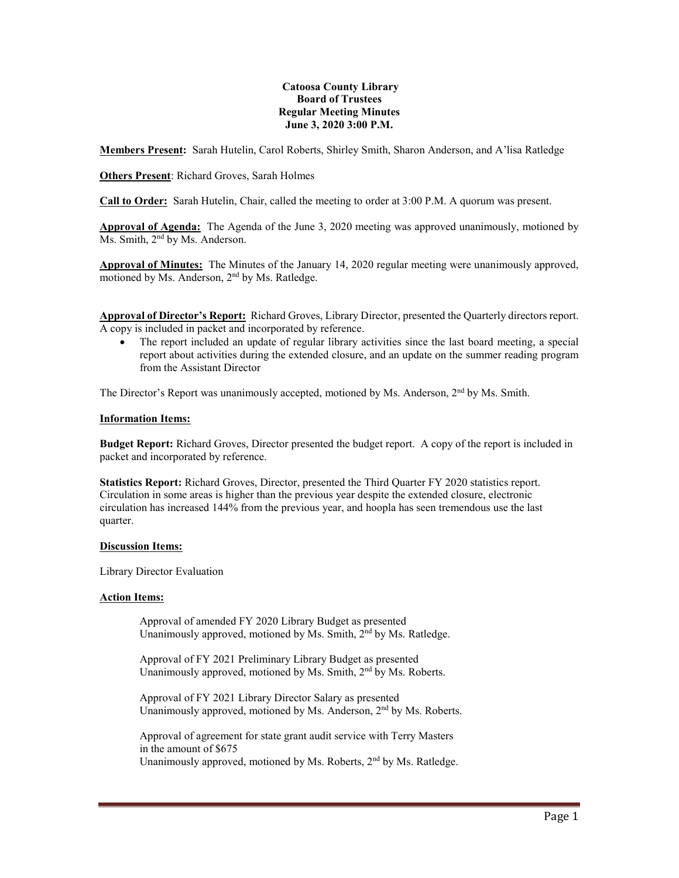**Catoosa County Library**
**Board of Trustees**
**Regular Meeting Minutes**
**June 3, 2020 3:00 P.M.**

**Members Present:** Sarah Hutelin, Carol Roberts, Shirley Smith, Sharon Anderson, and A'lisa Ratledge

**Others Present**: Richard Groves, Sarah Holmes

**Call to Order:** Sarah Hutelin, Chair, called the meeting to order at 3:00 P.M. A quorum was present.

**Approval of Agenda:** The Agenda of the June 3, 2020 meeting was approved unanimously, motioned by Ms. Smith, 2nd by Ms. Anderson.

**Approval of Minutes:** The Minutes of the January 14, 2020 regular meeting were unanimously approved, motioned by Ms. Anderson, 2nd by Ms. Ratledge.

**Approval of Director's Report:** Richard Groves, Library Director, presented the Quarterly directors report. A copy is included in packet and incorporated by reference.

- The report included an update of regular library activities since the last board meeting, a special report about activities during the extended closure, and an update on the summer reading program from the Assistant Director

The Director's Report was unanimously accepted, motioned by Ms. Anderson, 2nd by Ms. Smith.

**Information Items:**

**Budget Report:** Richard Groves, Director presented the budget report. A copy of the report is included in packet and incorporated by reference.

**Statistics Report:** Richard Groves, Director, presented the Third Quarter FY 2020 statistics report. Circulation in some areas is higher than the previous year despite the extended closure, electronic circulation has increased 144% from the previous year, and hoopla has seen tremendous use the last quarter.

**Discussion Items:**

Library Director Evaluation

**Action Items:**

Approval of amended FY 2020 Library Budget as presented
Unanimously approved, motioned by Ms. Smith, 2nd by Ms. Ratledge.

Approval of FY 2021 Preliminary Library Budget as presented
Unanimously approved, motioned by Ms. Smith, 2nd by Ms. Roberts.

Approval of FY 2021 Library Director Salary as presented
Unanimously approved, motioned by Ms. Anderson, 2nd by Ms. Roberts.

Approval of agreement for state grant audit service with Terry Masters in the amount of $675
Unanimously approved, motioned by Ms. Roberts, 2nd by Ms. Ratledge.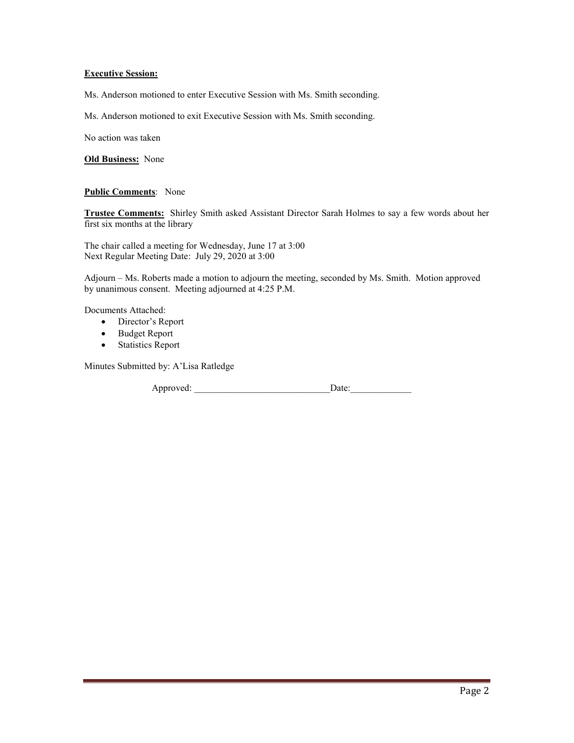**Executive Session:**

Ms. Anderson motioned to enter Executive Session with Ms. Smith seconding.

Ms. Anderson motioned to exit Executive Session with Ms. Smith seconding.

No action was taken

**Old Business:** None

**Public Comments**: None

**Trustee Comments:** Shirley Smith asked Assistant Director Sarah Holmes to say a few words about her first six months at the library

The chair called a meeting for Wednesday, June 17 at 3:00
Next Regular Meeting Date: July 29, 2020 at 3:00

Adjourn – Ms. Roberts made a motion to adjourn the meeting, seconded by Ms. Smith. Motion approved by unanimous consent. Meeting adjourned at 4:25 P.M.

Documents Attached:

- Director's Report
- Budget Report
- Statistics Report

Minutes Submitted by: A'Lisa Ratledge

Approved: ____________________________Date:_____________